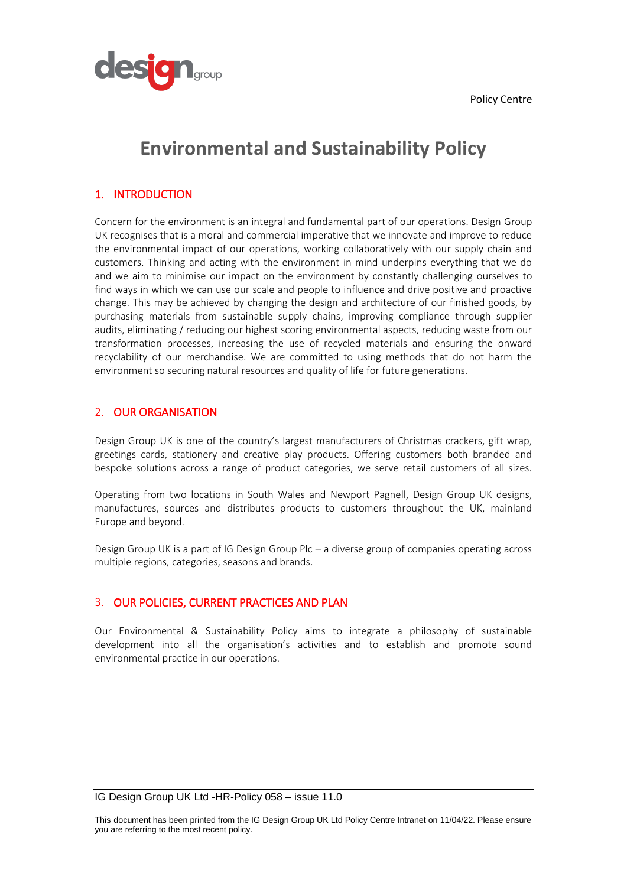# Environmental and Sustainability Policy

## 1. INTRODUCTION

Concern for the environment is an integral and fundamental part of our operations. Design Group UK recognises that is a moral and commercial imperative that we innovate and improve to reduce the environmental impact of our operations, working collaboratively with our supply chain and customers. Thinking and acting with the environment in mind underpins everything that we do and we aim to minimise our impact on the environment by constantly challenging ourselves to find ways in which we can use our scale and people to influence and drive positive and proactive change. This may be achieved by changing the design and architecture of our finished goods, by purchasing materials from sustainable supply chains, improving compliance through supplier audits, eliminating / reducing our highest scoring environmental aspects, reducing waste from our transformation processes, increasing the use of recycled materials and ensuring the onward recyclability of our merchandise. We are committed to using methods that do not harm the environment so securing natural resources and quality of life for future generations.

## 2. OUR ORGANISATION

Design Group UK is one of the country's largest manufacturers of Christmas crackers, gift wrap, greetings cards, stationery and creative play products. Offering customers both branded and bespoke solutions across a range of product categories, we serve retail customers of all sizes.

Operating from two locations in South Wales and Newport Pagnell, Design Group UK designs, manufactures, sources and distributes products to customers throughout the UK, mainland Europe and beyond.

Design Group UK is a part of IG Design Group Plc – a diverse group of companies operating across multiple regions, categories, seasons and brands.

## 3. OUR POLICIES, CURRENT PRACTICES AND PLAN

Our Environmental & Sustainability Policy aims to integrate a philosophy of sustainable development into all the organisation's activities and to establish and promote sound environmental practice in our operations.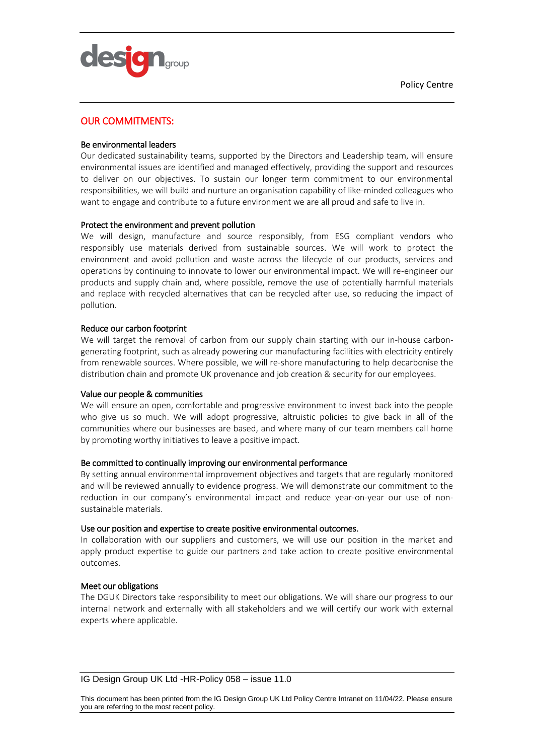## OUR COMMITMENTS:

### Be environmental leaders

Our dedicated sustainability teams, supported by the Directors and Leadership team, will ensure environmental issues are identified and managed effectively, providing the support and resources to deliver on our objectives. To sustain our longer term commitment to our environmental responsibilities, we will build and nurture an organisation capability of like-minded colleagues who want to engage and contribute to a future environment we are all proud and safe to live in.

### Protect the environment and prevent pollution

We will design, manufacture and source responsibly, from ESG compliant vendors who responsibly use materials derived from sustainable sources. We will work to protect the environment and avoid pollution and waste across the lifecycle of our products, services and operations by continuing to innovate to lower our environmental impact. We will re-engineer our products and supply chain and, where possible, remove the use of potentially harmful materials and replace with recycled alternatives that can be recycled after use, so reducing the impact of pollution.

### Reduce our carbon footprint

We will target the removal of carbon from our supply chain starting with our in-house carbon-generating footprint, such as already powering our manufacturing facilities with electricity entirely from renewable sources. Where possible, we will re-shore manufacturing to help decarbonise the distribution chain and promote UK provenance and job creation & security for our employees.

### Value our people & communities

We will ensure an open, comfortable and progressive environment to invest back into the people who give us so much. We will adopt progressive, altruistic policies to give back in all of the communities where our businesses are based, and where many of our team members call home by promoting worthy initiatives to leave a positive impact.

### Be committed to continually improving our environmental performance

By setting annual environmental improvement objectives and targets that are regularly monitored and will be reviewed annually to evidence progress. We will demonstrate our commitment to the reduction in our company's environmental impact and reduce year-on-year our use of non-sustainable materials.

### Use our position and expertise to create positive environmental outcomes.

In collaboration with our suppliers and customers, we will use our position in the market and apply product expertise to guide our partners and take action to create positive environmental outcomes.

### Meet our obligations

The DGUK Directors take responsibility to meet our obligations. We will share our progress to our internal network and externally with all stakeholders and we will certify our work with external experts where applicable.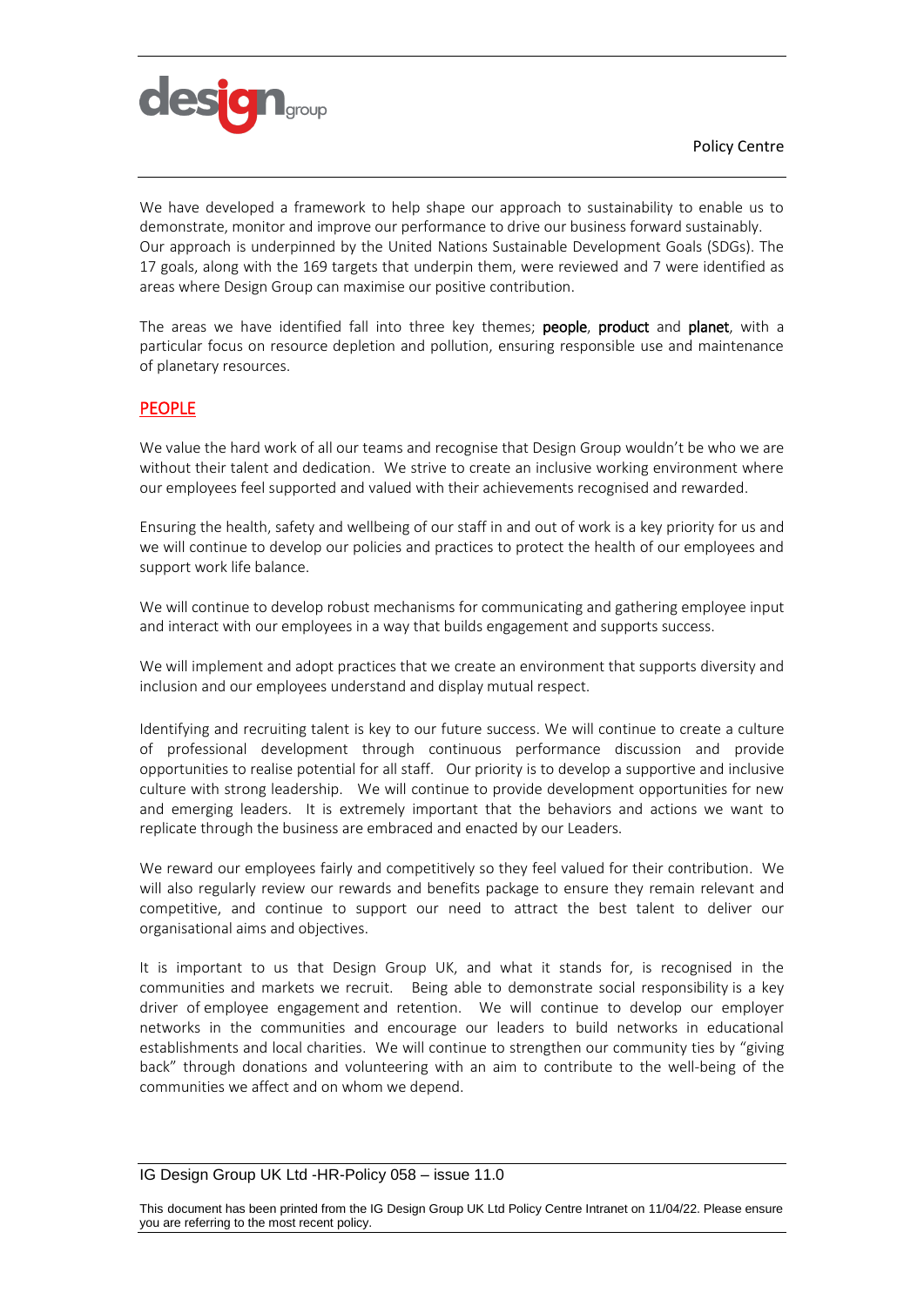We have developed a framework to help shape our approach to sustainability to enable us to demonstrate, monitor and improve our performance to drive our business forward sustainably.
Our approach is underpinned by the United Nations Sustainable Development Goals (SDGs). The 17 goals, along with the 169 targets that underpin them, were reviewed and 7 were identified as areas where Design Group can maximise our positive contribution.

The areas we have identified fall into three key themes; **people**, **product** and **planet**, with a particular focus on resource depletion and pollution, ensuring responsible use and maintenance of planetary resources.

## PEOPLE

We value the hard work of all our teams and recognise that Design Group wouldn't be who we are without their talent and dedication. We strive to create an inclusive working environment where our employees feel supported and valued with their achievements recognised and rewarded.

Ensuring the health, safety and wellbeing of our staff in and out of work is a key priority for us and we will continue to develop our policies and practices to protect the health of our employees and support work life balance.

We will continue to develop robust mechanisms for communicating and gathering employee input and interact with our employees in a way that builds engagement and supports success.

We will implement and adopt practices that we create an environment that supports diversity and inclusion and our employees understand and display mutual respect.

Identifying and recruiting talent is key to our future success. We will continue to create a culture of professional development through continuous performance discussion and provide opportunities to realise potential for all staff. Our priority is to develop a supportive and inclusive culture with strong leadership. We will continue to provide development opportunities for new and emerging leaders. It is extremely important that the behaviors and actions we want to replicate through the business are embraced and enacted by our Leaders.

We reward our employees fairly and competitively so they feel valued for their contribution. We will also regularly review our rewards and benefits package to ensure they remain relevant and competitive, and continue to support our need to attract the best talent to deliver our organisational aims and objectives.

It is important to us that Design Group UK, and what it stands for, is recognised in the communities and markets we recruit. Being able to demonstrate social responsibility is a key driver of employee engagement and retention. We will continue to develop our employer networks in the communities and encourage our leaders to build networks in educational establishments and local charities. We will continue to strengthen our community ties by "giving back" through donations and volunteering with an aim to contribute to the well-being of the communities we affect and on whom we depend.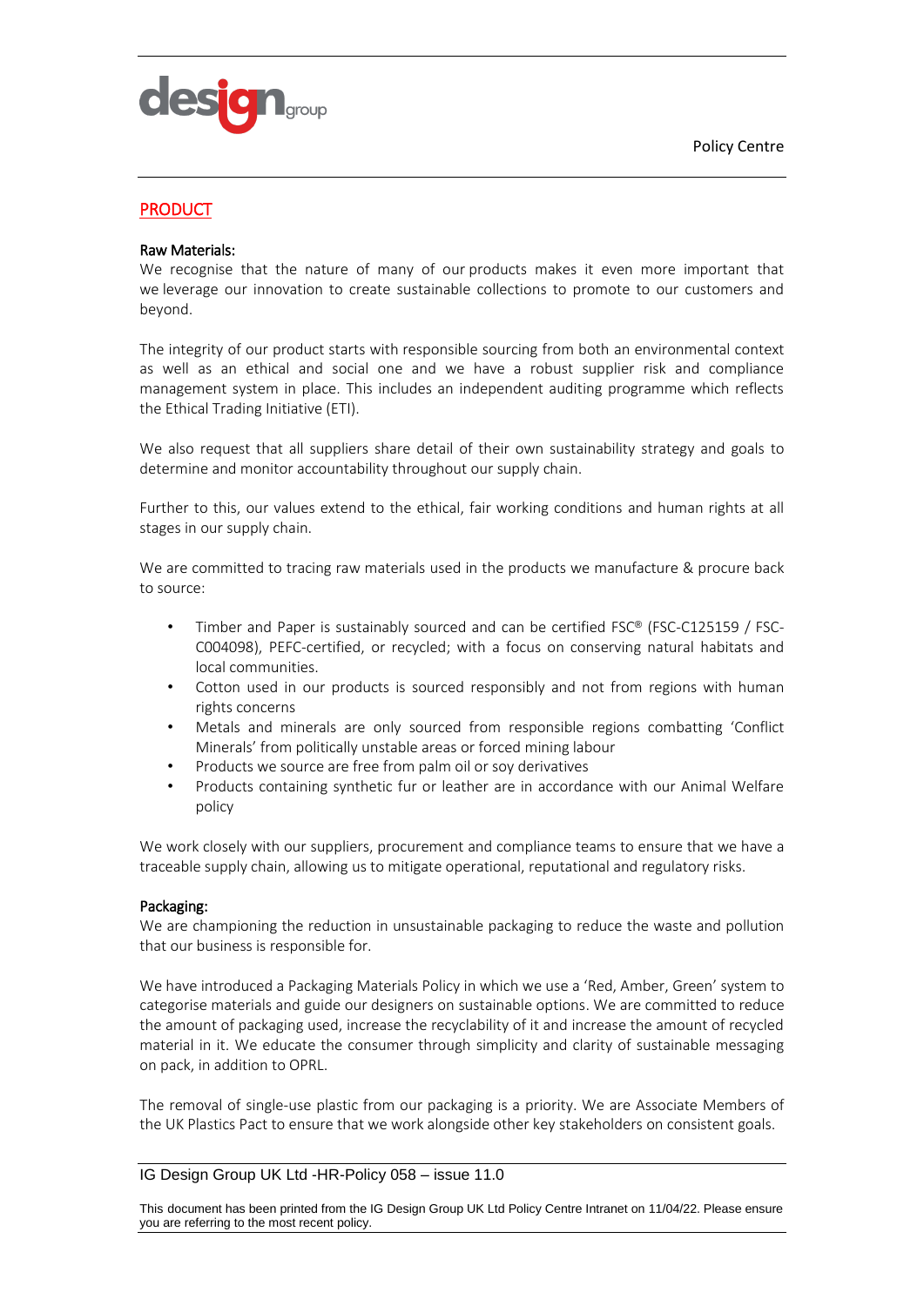## PRODUCT

**Raw Materials:**
We recognise that the nature of many of our products makes it even more important that we leverage our innovation to create sustainable collections to promote to our customers and beyond.

The integrity of our product starts with responsible sourcing from both an environmental context as well as an ethical and social one and we have a robust supplier risk and compliance management system in place. This includes an independent auditing programme which reflects the Ethical Trading Initiative (ETI).

We also request that all suppliers share detail of their own sustainability strategy and goals to determine and monitor accountability throughout our supply chain.

Further to this, our values extend to the ethical, fair working conditions and human rights at all stages in our supply chain.

We are committed to tracing raw materials used in the products we manufacture & procure back to source:

- Timber and Paper is sustainably sourced and can be certified FSC® (FSC-C125159 / FSC-C004098), PEFC-certified, or recycled; with a focus on conserving natural habitats and local communities.
- Cotton used in our products is sourced responsibly and not from regions with human rights concerns
- Metals and minerals are only sourced from responsible regions combatting 'Conflict Minerals' from politically unstable areas or forced mining labour
- Products we source are free from palm oil or soy derivatives
- Products containing synthetic fur or leather are in accordance with our Animal Welfare policy

We work closely with our suppliers, procurement and compliance teams to ensure that we have a traceable supply chain, allowing us to mitigate operational, reputational and regulatory risks.

**Packaging:**
We are championing the reduction in unsustainable packaging to reduce the waste and pollution that our business is responsible for.

We have introduced a Packaging Materials Policy in which we use a 'Red, Amber, Green' system to categorise materials and guide our designers on sustainable options. We are committed to reduce the amount of packaging used, increase the recyclability of it and increase the amount of recycled material in it. We educate the consumer through simplicity and clarity of sustainable messaging on pack, in addition to OPRL.

The removal of single-use plastic from our packaging is a priority. We are Associate Members of the UK Plastics Pact to ensure that we work alongside other key stakeholders on consistent goals.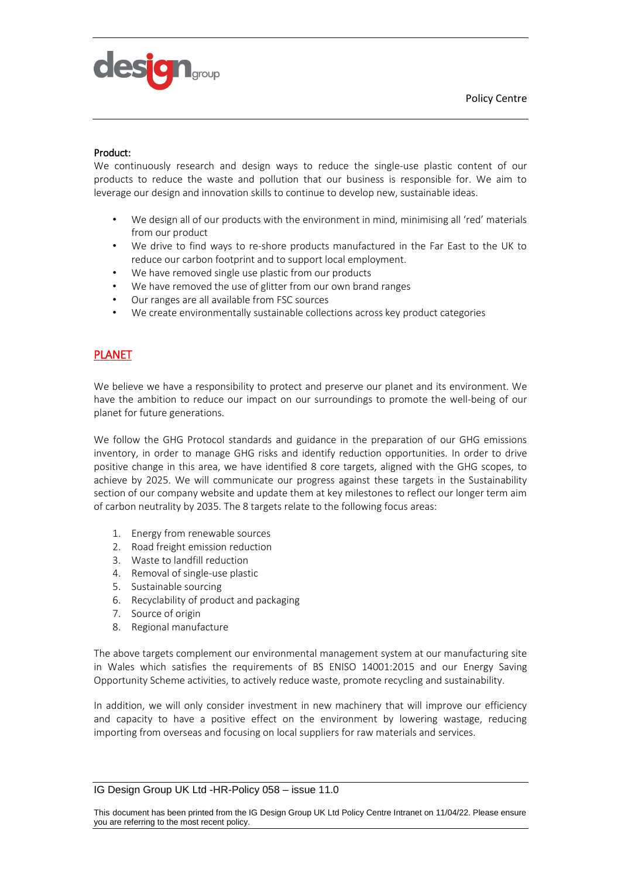**Product:**
We continuously research and design ways to reduce the single-use plastic content of our products to reduce the waste and pollution that our business is responsible for. We aim to leverage our design and innovation skills to continue to develop new, sustainable ideas.

- We design all of our products with the environment in mind, minimising all 'red' materials from our product
- We drive to find ways to re-shore products manufactured in the Far East to the UK to reduce our carbon footprint and to support local employment.
- We have removed single use plastic from our products
- We have removed the use of glitter from our own brand ranges
- Our ranges are all available from FSC sources
- We create environmentally sustainable collections across key product categories

## PLANET

We believe we have a responsibility to protect and preserve our planet and its environment. We have the ambition to reduce our impact on our surroundings to promote the well-being of our planet for future generations.

We follow the GHG Protocol standards and guidance in the preparation of our GHG emissions inventory, in order to manage GHG risks and identify reduction opportunities. In order to drive positive change in this area, we have identified 8 core targets, aligned with the GHG scopes, to achieve by 2025. We will communicate our progress against these targets in the Sustainability section of our company website and update them at key milestones to reflect our longer term aim of carbon neutrality by 2035. The 8 targets relate to the following focus areas:

1. Energy from renewable sources
2. Road freight emission reduction
3. Waste to landfill reduction
4. Removal of single-use plastic
5. Sustainable sourcing
6. Recyclability of product and packaging
7. Source of origin
8. Regional manufacture

The above targets complement our environmental management system at our manufacturing site in Wales which satisfies the requirements of BS ENISO 14001:2015 and our Energy Saving Opportunity Scheme activities, to actively reduce waste, promote recycling and sustainability.

In addition, we will only consider investment in new machinery that will improve our efficiency and capacity to have a positive effect on the environment by lowering wastage, reducing importing from overseas and focusing on local suppliers for raw materials and services.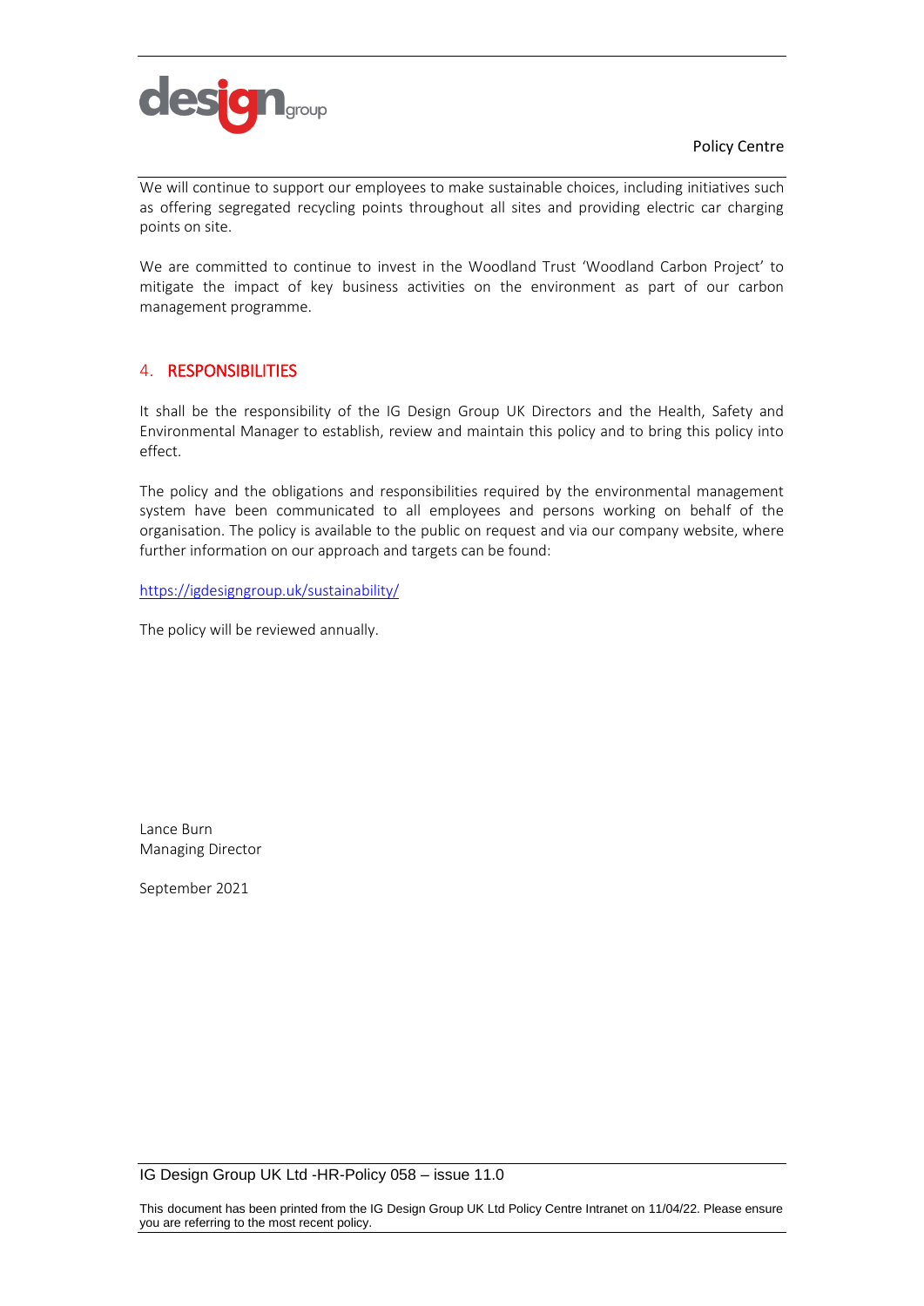We will continue to support our employees to make sustainable choices, including initiatives such as offering segregated recycling points throughout all sites and providing electric car charging points on site.

We are committed to continue to invest in the Woodland Trust 'Woodland Carbon Project' to mitigate the impact of key business activities on the environment as part of our carbon management programme.

## 4. RESPONSIBILITIES

It shall be the responsibility of the IG Design Group UK Directors and the Health, Safety and Environmental Manager to establish, review and maintain this policy and to bring this policy into effect.

The policy and the obligations and responsibilities required by the environmental management system have been communicated to all employees and persons working on behalf of the organisation. The policy is available to the public on request and via our company website, where further information on our approach and targets can be found:

https://igdesigngroup.uk/sustainability/

The policy will be reviewed annually.

Lance Burn
Managing Director

September 2021